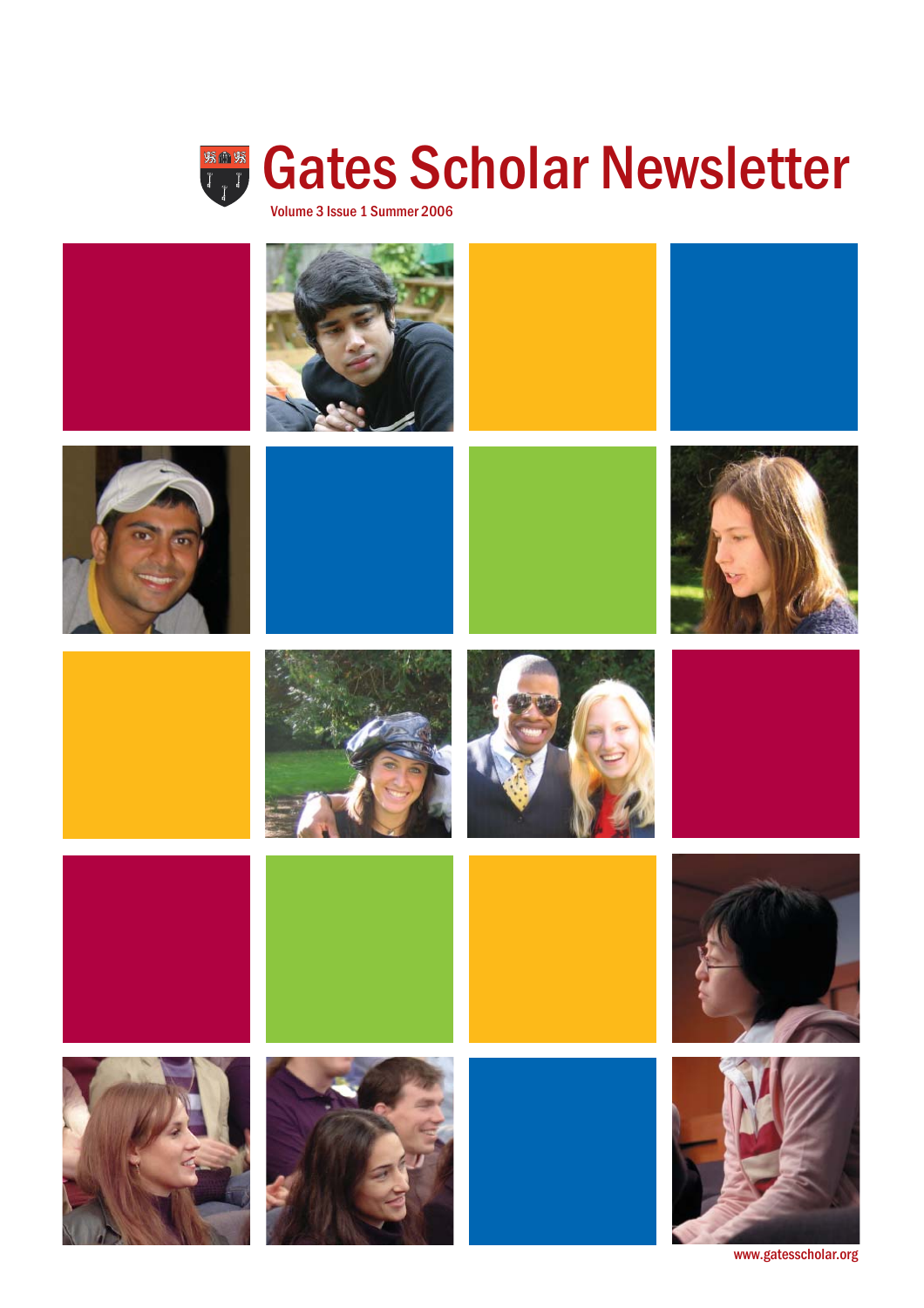# Gates Scholar Newsletter

Volume 3 Issue 1 Summer 2006

www.gatesscholar.org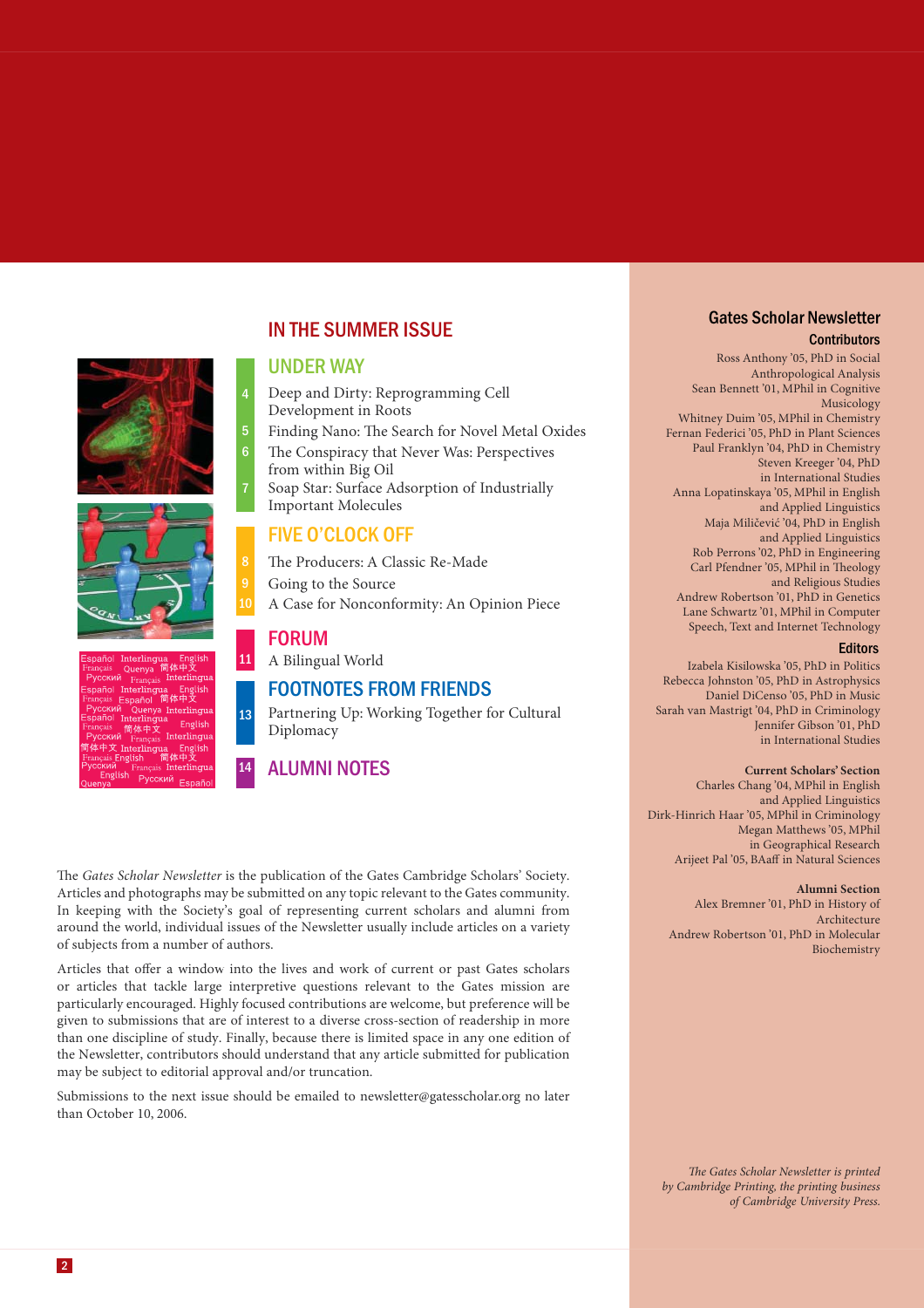## IN THE SUMMER ISSUE

### UNDER WAY

- 4 Deep and Dirty: Reprogramming Cell Development in Roots
- 5 Finding Nano: The Search for Novel Metal Oxides
- 6 The Conspiracy that Never Was: Perspectives from within Big Oil
- 7 Soap Star: Surface Adsorption of Industrially Important Molecules

### FIVE O'CLOCK OFF

- 8 The Producers: A Classic Re-Made
- 9 Going to the Source
- 10 A Case for Nonconformity: An Opinion Piece

### FORUM

- 11 A Bilingual World

### FOOTNOTES FROM FRIENDS

- 13 Partnering Up: Working Together for Cultural Diplomacy

### 14 ALUMNI NOTES

The *Gates Scholar Newsletter* is the publication of the Gates Cambridge Scholars' Society. Articles and photographs may be submitted on any topic relevant to the Gates community. In keeping with the Society's goal of representing current scholars and alumni from around the world, individual issues of the Newsletter usually include articles on a variety of subjects from a number of authors.

Articles that offer a window into the lives and work of current or past Gates scholars or articles that tackle large interpretive questions relevant to the Gates mission are particularly encouraged. Highly focused contributions are welcome, but preference will be given to submissions that are of interest to a diverse cross-section of readership in more than one discipline of study. Finally, because there is limited space in any one edition of the Newsletter, contributors should understand that any article submitted for publication may be subject to editorial approval and/or truncation.

Submissions to the next issue should be emailed to newsletter@gatesscholar.org no later than October 10, 2006.

## Gates Scholar Newsletter

### Contributors

Ross Anthony '05, PhD in Social Anthropological Analysis
Sean Bennett '01, MPhil in Cognitive Musicology
Whitney Duim '05, MPhil in Chemistry
Fernan Federici '05, PhD in Plant Sciences
Paul Franklyn '04, PhD in Chemistry
Steven Kreeger '04, PhD in International Studies
Anna Lopatinskaya '05, MPhil in English and Applied Linguistics
Maja Miličević '04, PhD in English and Applied Linguistics
Rob Perrons '02, PhD in Engineering
Carl Pfendner '05, MPhil in Theology and Religious Studies
Andrew Robertson '01, PhD in Genetics
Lane Schwartz '01, MPhil in Computer Speech, Text and Internet Technology

### Editors

Izabela Kisilowska '05, PhD in Politics
Rebecca Johnston '05, PhD in Astrophysics
Daniel DiCenso '05, PhD in Music
Sarah van Mastrigt '04, PhD in Criminology
Jennifer Gibson '01, PhD in International Studies

**Current Scholars' Section**

Charles Chang '04, MPhil in English and Applied Linguistics
Dirk-Hinrich Haar '05, MPhil in Criminology
Megan Matthews '05, MPhil in Geographical Research
Arijeet Pal '05, BAaff in Natural Sciences

**Alumni Section**

Alex Bremner '01, PhD in History of Architecture
Andrew Robertson '01, PhD in Molecular Biochemistry

*The Gates Scholar Newsletter is printed by Cambridge Printing, the printing business of Cambridge University Press.*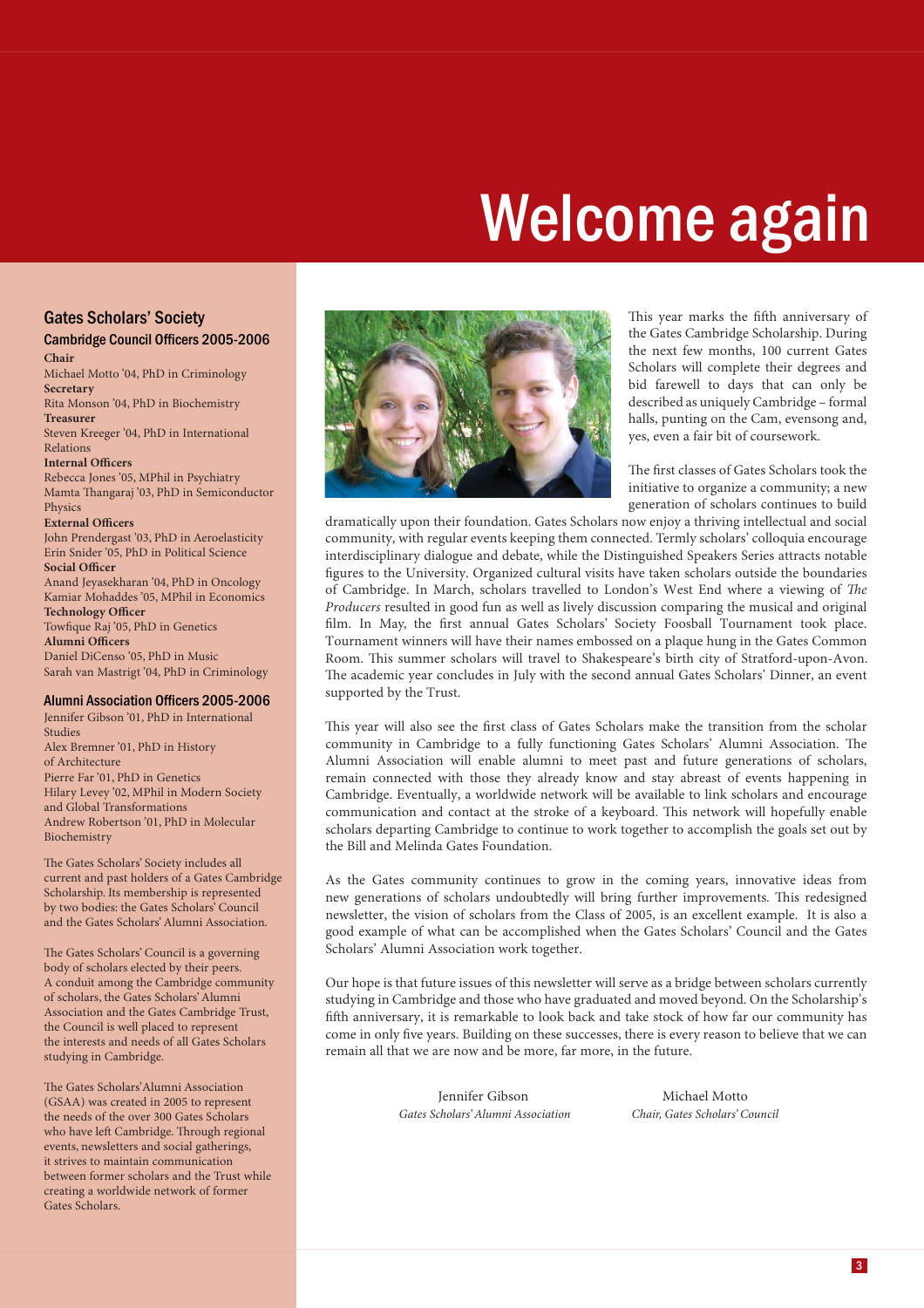# Welcome again

## Gates Scholars' Society

### Cambridge Council Officers 2005-2006

**Chair**
Michael Motto '04, PhD in Criminology

**Secretary**
Rita Monson '04, PhD in Biochemistry

**Treasurer**
Steven Kreeger '04, PhD in International Relations

**Internal Officers**
Rebecca Jones '05, MPhil in Psychiatry
Mamta Thangaraj '03, PhD in Semiconductor Physics

**External Officers**
John Prendergast '03, PhD in Aeroelasticity
Erin Snider '05, PhD in Political Science

**Social Officer**
Anand Jeyasekharan '04, PhD in Oncology
Kamiar Mohaddes '05, MPhil in Economics

**Technology Officer**
Towfique Raj '05, PhD in Genetics

**Alumni Officers**
Daniel DiCenso '05, PhD in Music
Sarah van Mastrigt '04, PhD in Criminology

### Alumni Association Officers 2005-2006

Jennifer Gibson '01, PhD in International Studies
Alex Bremner '01, PhD in History of Architecture
Pierre Far '01, PhD in Genetics
Hilary Levey '02, MPhil in Modern Society and Global Transformations
Andrew Robertson '01, PhD in Molecular Biochemistry

The Gates Scholars' Society includes all current and past holders of a Gates Cambridge Scholarship. Its membership is represented by two bodies: the Gates Scholars' Council and the Gates Scholars' Alumni Association.

The Gates Scholars' Council is a governing body of scholars elected by their peers. A conduit among the Cambridge community of scholars, the Gates Scholars' Alumni Association and the Gates Cambridge Trust, the Council is well placed to represent the interests and needs of all Gates Scholars studying in Cambridge.

The Gates Scholars'Alumni Association (GSAA) was created in 2005 to represent the needs of the over 300 Gates Scholars who have left Cambridge. Through regional events, newsletters and social gatherings, it strives to maintain communication between former scholars and the Trust while creating a worldwide network of former Gates Scholars.

This year marks the fifth anniversary of the Gates Cambridge Scholarship. During the next few months, 100 current Gates Scholars will complete their degrees and bid farewell to days that can only be described as uniquely Cambridge – formal halls, punting on the Cam, evensong and, yes, even a fair bit of coursework.

The first classes of Gates Scholars took the initiative to organize a community; a new generation of scholars continues to build dramatically upon their foundation. Gates Scholars now enjoy a thriving intellectual and social community, with regular events keeping them connected. Termly scholars' colloquia encourage interdisciplinary dialogue and debate, while the Distinguished Speakers Series attracts notable figures to the University. Organized cultural visits have taken scholars outside the boundaries of Cambridge. In March, scholars travelled to London's West End where a viewing of *The Producers* resulted in good fun as well as lively discussion comparing the musical and original film. In May, the first annual Gates Scholars' Society Foosball Tournament took place. Tournament winners will have their names embossed on a plaque hung in the Gates Common Room. This summer scholars will travel to Shakespeare's birth city of Stratford-upon-Avon. The academic year concludes in July with the second annual Gates Scholars' Dinner, an event supported by the Trust.

This year will also see the first class of Gates Scholars make the transition from the scholar community in Cambridge to a fully functioning Gates Scholars' Alumni Association. The Alumni Association will enable alumni to meet past and future generations of scholars, remain connected with those they already know and stay abreast of events happening in Cambridge. Eventually, a worldwide network will be available to link scholars and encourage communication and contact at the stroke of a keyboard. This network will hopefully enable scholars departing Cambridge to continue to work together to accomplish the goals set out by the Bill and Melinda Gates Foundation.

As the Gates community continues to grow in the coming years, innovative ideas from new generations of scholars undoubtedly will bring further improvements. This redesigned newsletter, the vision of scholars from the Class of 2005, is an excellent example. It is also a good example of what can be accomplished when the Gates Scholars' Council and the Gates Scholars' Alumni Association work together.

Our hope is that future issues of this newsletter will serve as a bridge between scholars currently studying in Cambridge and those who have graduated and moved beyond. On the Scholarship's fifth anniversary, it is remarkable to look back and take stock of how far our community has come in only five years. Building on these successes, there is every reason to believe that we can remain all that we are now and be more, far more, in the future.

Jennifer Gibson
*Gates Scholars' Alumni Association*

Michael Motto
*Chair, Gates Scholars' Council*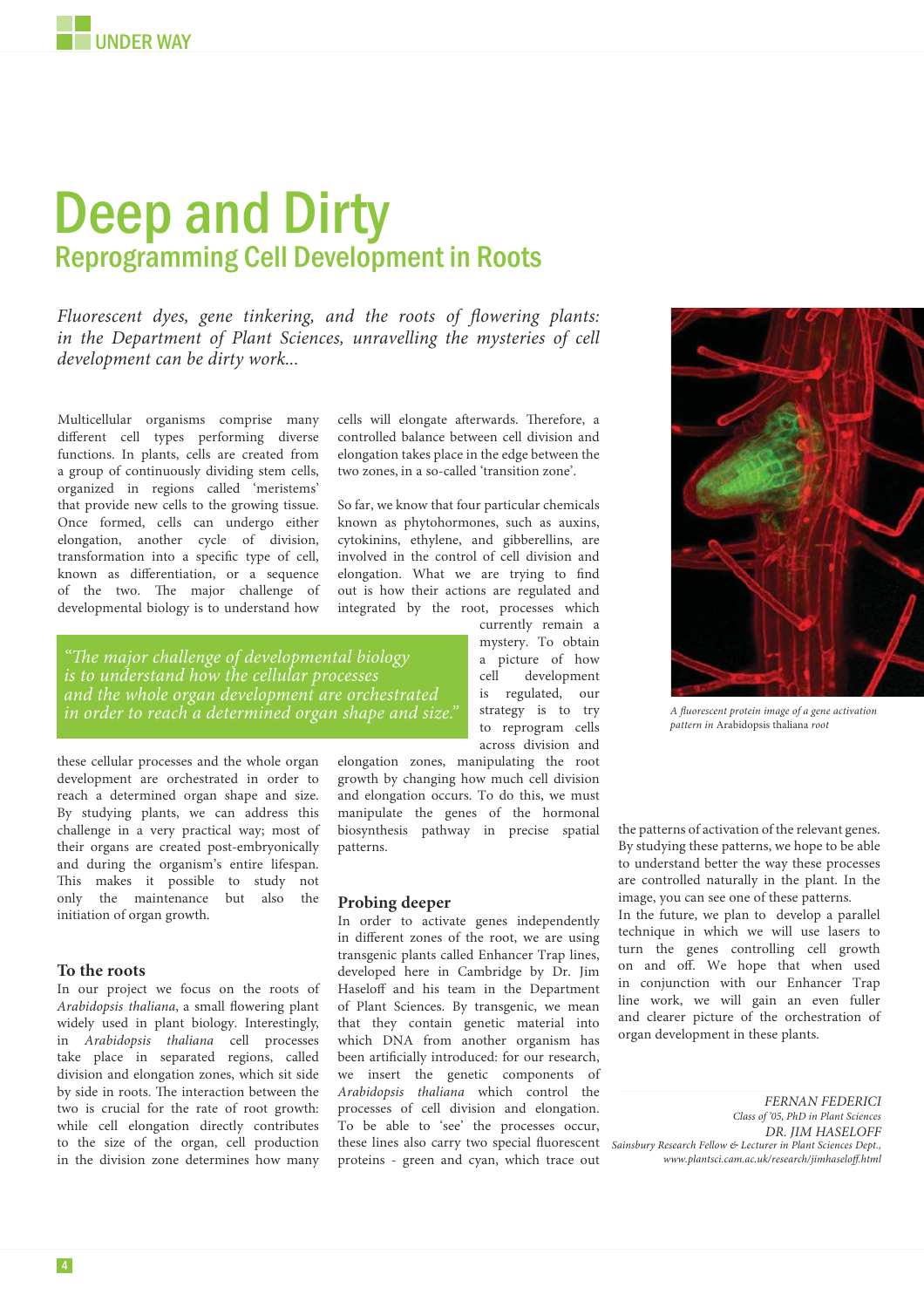# Deep and Dirty

## Reprogramming Cell Development in Roots

*Fluorescent dyes, gene tinkering, and the roots of flowering plants: in the Department of Plant Sciences, unravelling the mysteries of cell development can be dirty work...*

Multicellular organisms comprise many different cell types performing diverse functions. In plants, cells are created from a group of continuously dividing stem cells, organized in regions called 'meristems' that provide new cells to the growing tissue. Once formed, cells can undergo either elongation, another cycle of division, transformation into a specific type of cell, known as differentiation, or a sequence of the two. The major challenge of developmental biology is to understand how these cellular processes and the whole organ development are orchestrated in order to reach a determined organ shape and size. By studying plants, we can address this challenge in a very practical way; most of their organs are created post-embryonically and during the organism's entire lifespan. This makes it possible to study not only the maintenance but also the initiation of organ growth.

> *"The major challenge of developmental biology is to understand how the cellular processes and the whole organ development are orchestrated in order to reach a determined organ shape and size."*

### To the roots

In our project we focus on the roots of *Arabidopsis thaliana*, a small flowering plant widely used in plant biology. Interestingly, in *Arabidopsis thaliana* cell processes take place in separated regions, called division and elongation zones, which sit side by side in roots. The interaction between the two is crucial for the rate of root growth: while cell elongation directly contributes to the size of the organ, cell production in the division zone determines how many cells will elongate afterwards. Therefore, a controlled balance between cell division and elongation takes place in the edge between the two zones, in a so-called 'transition zone'.

So far, we know that four particular chemicals known as phytohormones, such as auxins, cytokinins, ethylene, and gibberellins, are involved in the control of cell division and elongation. What we are trying to find out is how their actions are regulated and integrated by the root, processes which currently remain a mystery. To obtain a picture of how cell development is regulated, our strategy is to try to reprogram cells across division and elongation zones, manipulating the root growth by changing how much cell division and elongation occurs. To do this, we must manipulate the genes of the hormonal biosynthesis pathway in precise spatial patterns.

### Probing deeper

In order to activate genes independently in different zones of the root, we are using transgenic plants called Enhancer Trap lines, developed here in Cambridge by Dr. Jim Haseloff and his team in the Department of Plant Sciences. By transgenic, we mean that they contain genetic material into which DNA from another organism has been artificially introduced: for our research, we insert the genetic components of *Arabidopsis thaliana* which control the processes of cell division and elongation. To be able to 'see' the processes occur, these lines also carry two special fluorescent proteins - green and cyan, which trace out the patterns of activation of the relevant genes. By studying these patterns, we hope to be able to understand better the way these processes are controlled naturally in the plant. In the image, you can see one of these patterns.

In the future, we plan to develop a parallel technique in which we will use lasers to turn the genes controlling cell growth on and off. We hope that when used in conjunction with our Enhancer Trap line work, we will gain an even fuller and clearer picture of the orchestration of organ development in these plants.

*A fluorescent protein image of a gene activation pattern in* Arabidopsis thaliana *root*

*FERNAN FEDERICI*
*Class of '05, PhD in Plant Sciences*

*DR. JIM HASELOFF*
*Sainsbury Research Fellow & Lecturer in Plant Sciences Dept., www.plantsci.cam.ac.uk/research/jimhaseloff.html*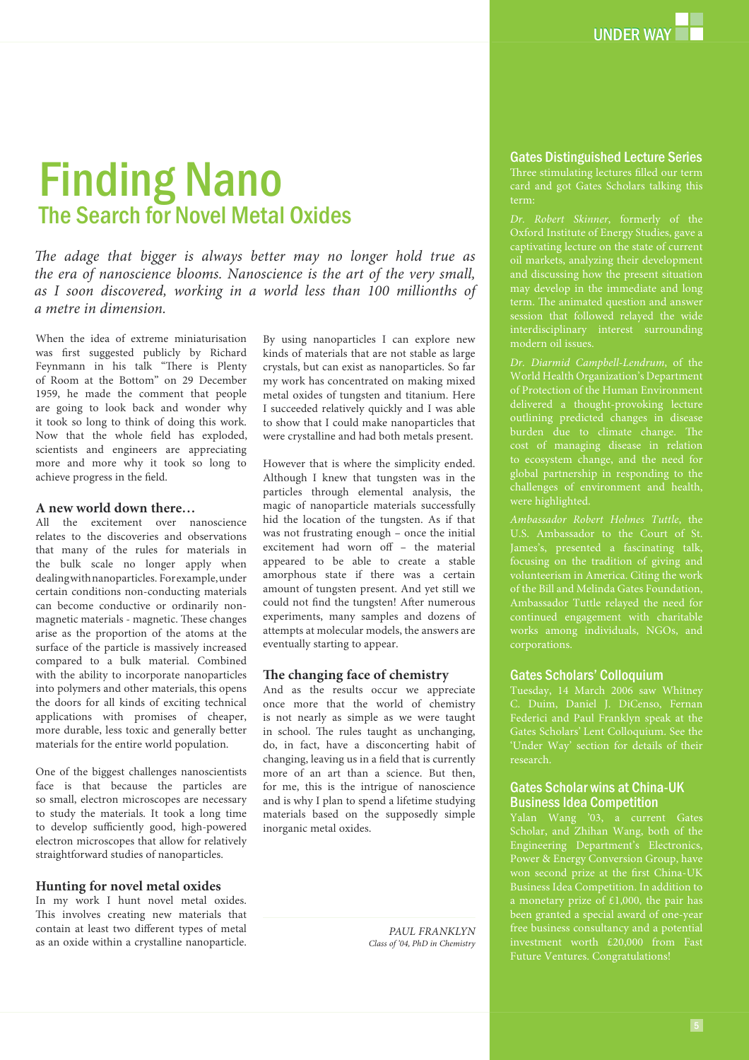# Finding Nano

## The Search for Novel Metal Oxides

*The adage that bigger is always better may no longer hold true as the era of nanoscience blooms. Nanoscience is the art of the very small, as I soon discovered, working in a world less than 100 millionths of a metre in dimension.*

When the idea of extreme miniaturisation was first suggested publicly by Richard Feynmann in his talk "There is Plenty of Room at the Bottom" on 29 December 1959, he made the comment that people are going to look back and wonder why it took so long to think of doing this work. Now that the whole field has exploded, scientists and engineers are appreciating more and more why it took so long to achieve progress in the field.

### A new world down there…

All the excitement over nanoscience relates to the discoveries and observations that many of the rules for materials in the bulk scale no longer apply when dealing with nanoparticles. For example, under certain conditions non-conducting materials can become conductive or ordinarily non-magnetic materials - magnetic. These changes arise as the proportion of the atoms at the surface of the particle is massively increased compared to a bulk material. Combined with the ability to incorporate nanoparticles into polymers and other materials, this opens the doors for all kinds of exciting technical applications with promises of cheaper, more durable, less toxic and generally better materials for the entire world population.

One of the biggest challenges nanoscientists face is that because the particles are so small, electron microscopes are necessary to study the materials. It took a long time to develop sufficiently good, high-powered electron microscopes that allow for relatively straightforward studies of nanoparticles.

### Hunting for novel metal oxides

In my work I hunt novel metal oxides. This involves creating new materials that contain at least two different types of metal as an oxide within a crystalline nanoparticle. By using nanoparticles I can explore new kinds of materials that are not stable as large crystals, but can exist as nanoparticles. So far my work has concentrated on making mixed metal oxides of tungsten and titanium. Here I succeeded relatively quickly and I was able to show that I could make nanoparticles that were crystalline and had both metals present.

However that is where the simplicity ended. Although I knew that tungsten was in the particles through elemental analysis, the magic of nanoparticle materials successfully hid the location of the tungsten. As if that was not frustrating enough – once the initial excitement had worn off – the material appeared to be able to create a stable amorphous state if there was a certain amount of tungsten present. And yet still we could not find the tungsten! After numerous experiments, many samples and dozens of attempts at molecular models, the answers are eventually starting to appear.

### The changing face of chemistry

And as the results occur we appreciate once more that the world of chemistry is not nearly as simple as we were taught in school. The rules taught as unchanging, do, in fact, have a disconcerting habit of changing, leaving us in a field that is currently more of an art than a science. But then, for me, this is the intrigue of nanoscience and is why I plan to spend a lifetime studying materials based on the supposedly simple inorganic metal oxides.

*PAUL FRANKLYN*
*Class of '04, PhD in Chemistry*

## UNDER WAY

### Gates Distinguished Lecture Series

Three stimulating lectures filled our term card and got Gates Scholars talking this term:

*Dr. Robert Skinner*, formerly of the Oxford Institute of Energy Studies, gave a captivating lecture on the state of current oil markets, analyzing their development and discussing how the present situation may develop in the immediate and long term. The animated question and answer session that followed relayed the wide interdisciplinary interest surrounding modern oil issues.

*Dr. Diarmid Campbell-Lendrum*, of the World Health Organization's Department of Protection of the Human Environment delivered a thought-provoking lecture outlining predicted changes in disease burden due to climate change. The cost of managing disease in relation to ecosystem change, and the need for global partnership in responding to the challenges of environment and health, were highlighted.

*Ambassador Robert Holmes Tuttle*, the U.S. Ambassador to the Court of St. James's, presented a fascinating talk, focusing on the tradition of giving and volunteerism in America. Citing the work of the Bill and Melinda Gates Foundation, Ambassador Tuttle relayed the need for continued engagement with charitable works among individuals, NGOs, and corporations.

### Gates Scholars' Colloquium

Tuesday, 14 March 2006 saw Whitney C. Duim, Daniel J. DiCenso, Fernan Federici and Paul Franklyn speak at the Gates Scholars' Lent Colloquium. See the 'Under Way' section for details of their research.

### Gates Scholar wins at China-UK Business Idea Competition

Yalan Wang '03, a current Gates Scholar, and Zhihan Wang, both of the Engineering Department's Electronics, Power & Energy Conversion Group, have won second prize at the first China-UK Business Idea Competition. In addition to a monetary prize of £1,000, the pair has been granted a special award of one-year free business consultancy and a potential investment worth £20,000 from Fast Future Ventures. Congratulations!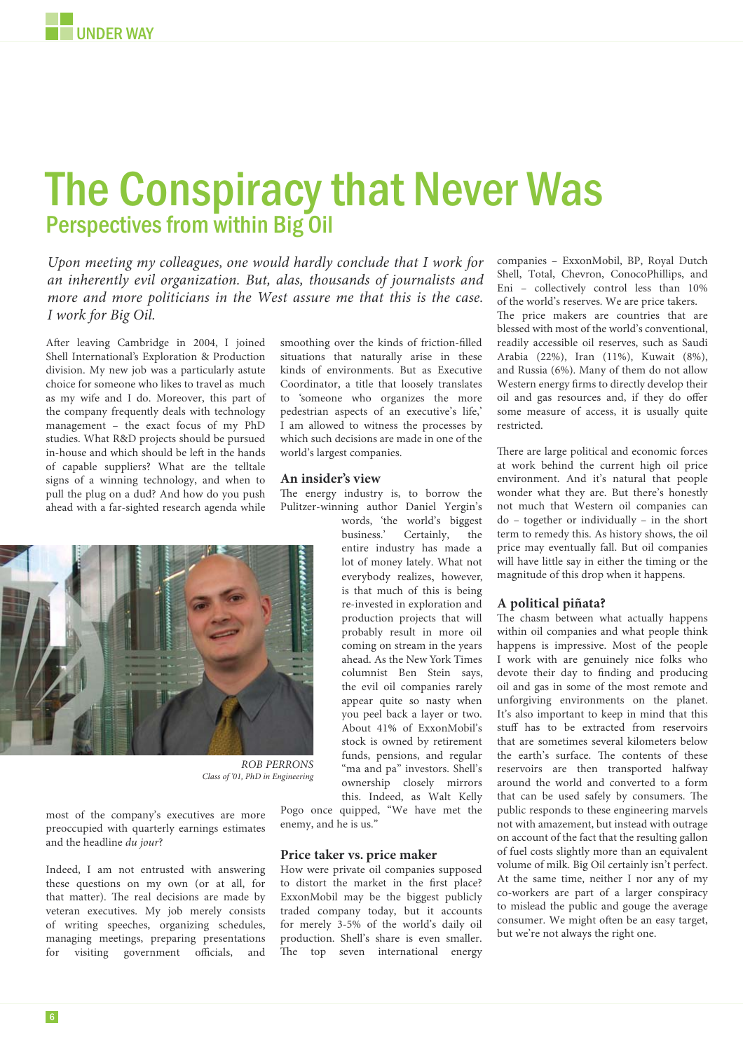# The Conspiracy that Never Was

## Perspectives from within Big Oil

*Upon meeting my colleagues, one would hardly conclude that I work for an inherently evil organization. But, alas, thousands of journalists and more and more politicians in the West assure me that this is the case. I work for Big Oil.*

After leaving Cambridge in 2004, I joined Shell International's Exploration & Production division. My new job was a particularly astute choice for someone who likes to travel as much as my wife and I do. Moreover, this part of the company frequently deals with technology management – the exact focus of my PhD studies. What R&D projects should be pursued in-house and which should be left in the hands of capable suppliers? What are the telltale signs of a winning technology, and when to pull the plug on a dud? And how do you push ahead with a far-sighted research agenda while most of the company's executives are more preoccupied with quarterly earnings estimates and the headline *du jour*?

Indeed, I am not entrusted with answering these questions on my own (or at all, for that matter). The real decisions are made by veteran executives. My job merely consists of writing speeches, organizing schedules, managing meetings, preparing presentations for visiting government officials, and smoothing over the kinds of friction-filled situations that naturally arise in these kinds of environments. But as Executive Coordinator, a title that loosely translates to 'someone who organizes the more pedestrian aspects of an executive's life,' I am allowed to witness the processes by which such decisions are made in one of the world's largest companies.

ROB PERRONS
*Class of '01, PhD in Engineering*

### An insider's view

The energy industry is, to borrow the Pulitzer-winning author Daniel Yergin's words, 'the world's biggest business.' Certainly, the entire industry has made a lot of money lately. What not everybody realizes, however, is that much of this is being re-invested in exploration and production projects that will probably result in more oil coming on stream in the years ahead. As the New York Times columnist Ben Stein says, the evil oil companies rarely appear quite so nasty when you peel back a layer or two. About 41% of ExxonMobil's stock is owned by retirement funds, pensions, and regular "ma and pa" investors. Shell's ownership closely mirrors this. Indeed, as Walt Kelly Pogo once quipped, "We have met the enemy, and he is us."

### Price taker vs. price maker

How were private oil companies supposed to distort the market in the first place? ExxonMobil may be the biggest publicly traded company today, but it accounts for merely 3-5% of the world's daily oil production. Shell's share is even smaller. The top seven international energy companies – ExxonMobil, BP, Royal Dutch Shell, Total, Chevron, ConocoPhillips, and Eni – collectively control less than 10% of the world's reserves. We are price takers. The price makers are countries that are blessed with most of the world's conventional, readily accessible oil reserves, such as Saudi Arabia (22%), Iran (11%), Kuwait (8%), and Russia (6%). Many of them do not allow Western energy firms to directly develop their oil and gas resources and, if they do offer some measure of access, it is usually quite restricted.

There are large political and economic forces at work behind the current high oil price environment. And it's natural that people wonder what they are. But there's honestly not much that Western oil companies can do – together or individually – in the short term to remedy this. As history shows, the oil price may eventually fall. But oil companies will have little say in either the timing or the magnitude of this drop when it happens.

### A political piñata?

The chasm between what actually happens within oil companies and what people think happens is impressive. Most of the people I work with are genuinely nice folks who devote their day to finding and producing oil and gas in some of the most remote and unforgiving environments on the planet. It's also important to keep in mind that this stuff has to be extracted from reservoirs that are sometimes several kilometers below the earth's surface. The contents of these reservoirs are then transported halfway around the world and converted to a form that can be used safely by consumers. The public responds to these engineering marvels not with amazement, but instead with outrage on account of the fact that the resulting gallon of fuel costs slightly more than an equivalent volume of milk. Big Oil certainly isn't perfect. At the same time, neither I nor any of my co-workers are part of a larger conspiracy to mislead the public and gouge the average consumer. We might often be an easy target, but we're not always the right one.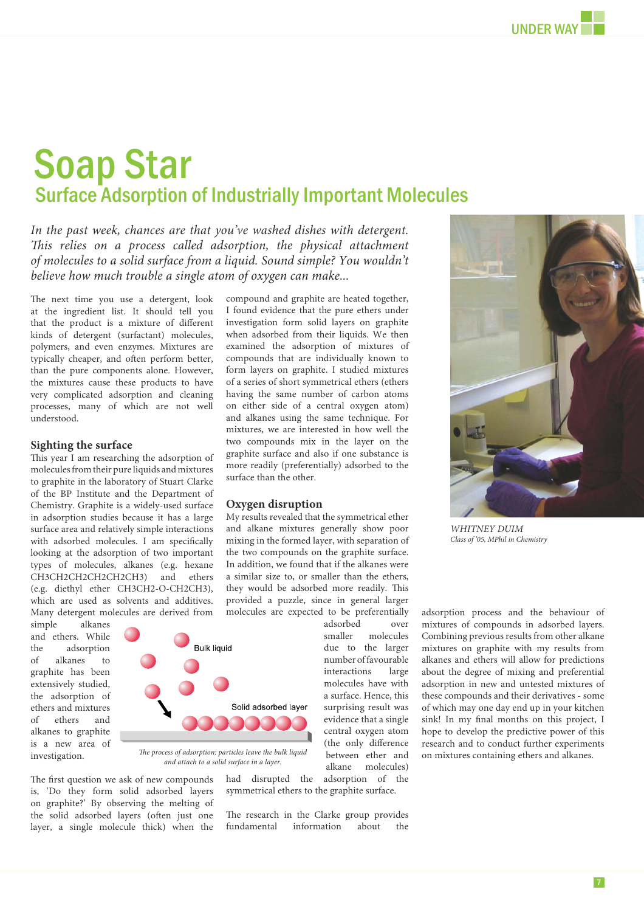# Soap Star

## Surface Adsorption of Industrially Important Molecules

*In the past week, chances are that you've washed dishes with detergent. This relies on a process called adsorption, the physical attachment of molecules to a solid surface from a liquid. Sound simple? You wouldn't believe how much trouble a single atom of oxygen can make...*

The next time you use a detergent, look at the ingredient list. It should tell you that the product is a mixture of different kinds of detergent (surfactant) molecules, polymers, and even enzymes. Mixtures are typically cheaper, and often perform better, than the pure components alone. However, the mixtures cause these products to have very complicated adsorption and cleaning processes, many of which are not well understood.

### Sighting the surface

This year I am researching the adsorption of molecules from their pure liquids and mixtures to graphite in the laboratory of Stuart Clarke of the BP Institute and the Department of Chemistry. Graphite is a widely-used surface in adsorption studies because it has a large surface area and relatively simple interactions with adsorbed molecules. I am specifically looking at the adsorption of two important types of molecules, alkanes (e.g. hexane $CH_3CH_2CH_2CH_2CH_2CH_3$) and ethers (e.g. diethyl ether $CH_3CH_2$-O-$CH_2CH_3$), which are used as solvents and additives. Many detergent molecules are derived from simple alkanes and ethers. While the adsorption of alkanes to graphite has been extensively studied, the adsorption of ethers and mixtures of ethers and alkanes to graphite is a new area of investigation.

Bulk liquid

Solid adsorbed layer

*The process of adsorption: particles leave the bulk liquid and attach to a solid surface in a layer.*

The first question we ask of new compounds is, 'Do they form solid adsorbed layers on graphite?' By observing the melting of the solid adsorbed layers (often just one layer, a single molecule thick) when the compound and graphite are heated together, I found evidence that the pure ethers under investigation form solid layers on graphite when adsorbed from their liquids. We then examined the adsorption of mixtures of compounds that are individually known to form layers on graphite. I studied mixtures of a series of short symmetrical ethers (ethers having the same number of carbon atoms on either side of a central oxygen atom) and alkanes using the same technique. For mixtures, we are interested in how well the two compounds mix in the layer on the graphite surface and also if one substance is more readily (preferentially) adsorbed to the surface than the other.

### Oxygen disruption

My results revealed that the symmetrical ether and alkane mixtures generally show poor mixing in the formed layer, with separation of the two compounds on the graphite surface. In addition, we found that if the alkanes were a similar size to, or smaller than the ethers, they would be adsorbed more readily. This provided a puzzle, since in general larger molecules are expected to be preferentially adsorbed over smaller molecules due to the larger number of favourable interactions large molecules have with a surface. Hence, this surprising result was evidence that a single central oxygen atom (the only difference between ether and alkane molecules) had disrupted the adsorption of the symmetrical ethers to the graphite surface.

The research in the Clarke group provides fundamental information about the adsorption process and the behaviour of mixtures of compounds in adsorbed layers. Combining previous results from other alkane mixtures on graphite with my results from alkanes and ethers will allow for predictions about the degree of mixing and preferential adsorption in new and untested mixtures of these compounds and their derivatives - some of which may one day end up in your kitchen sink! In my final months on this project, I hope to develop the predictive power of this research and to conduct further experiments on mixtures containing ethers and alkanes.

*WHITNEY DUIM*
*Class of '05, MPhil in Chemistry*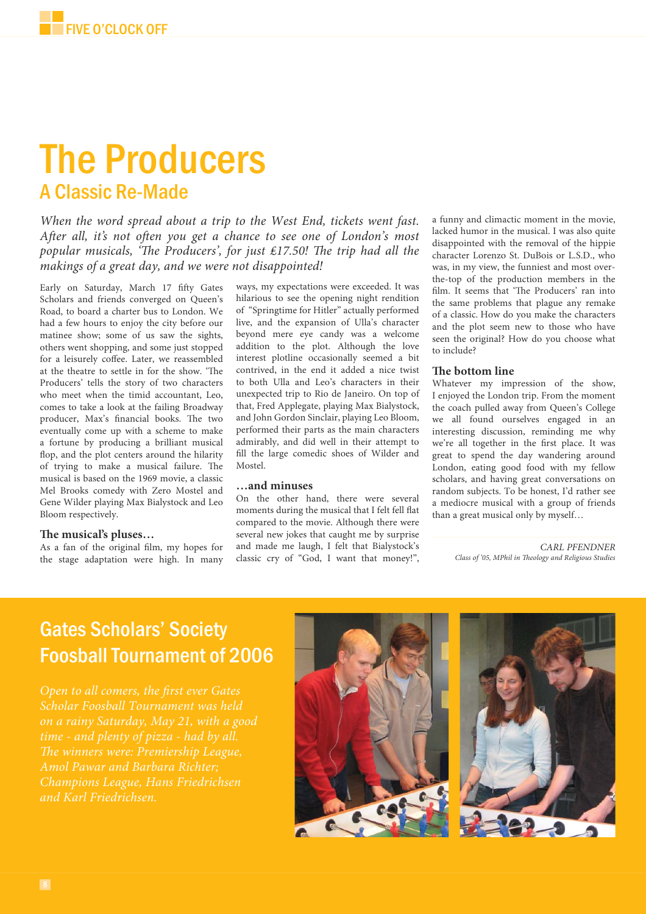# The Producers

## A Classic Re-Made

*When the word spread about a trip to the West End, tickets went fast. After all, it's not often you get a chance to see one of London's most popular musicals, 'The Producers', for just £17.50! The trip had all the makings of a great day, and we were not disappointed!*

Early on Saturday, March 17 fifty Gates Scholars and friends converged on Queen's Road, to board a charter bus to London. We had a few hours to enjoy the city before our matinee show; some of us saw the sights, others went shopping, and some just stopped for a leisurely coffee. Later, we reassembled at the theatre to settle in for the show. 'The Producers' tells the story of two characters who meet when the timid accountant, Leo, comes to take a look at the failing Broadway producer, Max's financial books. The two eventually come up with a scheme to make a fortune by producing a brilliant musical flop, and the plot centers around the hilarity of trying to make a musical failure. The musical is based on the 1969 movie, a classic Mel Brooks comedy with Zero Mostel and Gene Wilder playing Max Bialystock and Leo Bloom respectively.

### The musical's pluses…

As a fan of the original film, my hopes for the stage adaptation were high. In many ways, my expectations were exceeded. It was hilarious to see the opening night rendition of "Springtime for Hitler" actually performed live, and the expansion of Ulla's character beyond mere eye candy was a welcome addition to the plot. Although the love interest plotline occasionally seemed a bit contrived, in the end it added a nice twist to both Ulla and Leo's characters in their unexpected trip to Rio de Janeiro. On top of that, Fred Applegate, playing Max Bialystock, and John Gordon Sinclair, playing Leo Bloom, performed their parts as the main characters admirably, and did well in their attempt to fill the large comedic shoes of Wilder and Mostel.

### …and minuses

On the other hand, there were several moments during the musical that I felt fell flat compared to the movie. Although there were several new jokes that caught me by surprise and made me laugh, I felt that Bialystock's classic cry of "God, I want that money!", a funny and climactic moment in the movie, lacked humor in the musical. I was also quite disappointed with the removal of the hippie character Lorenzo St. DuBois or L.S.D., who was, in my view, the funniest and most over-the-top of the production members in the film. It seems that 'The Producers' ran into the same problems that plague any remake of a classic. How do you make the characters and the plot seem new to those who have seen the original? How do you choose what to include?

### The bottom line

Whatever my impression of the show, I enjoyed the London trip. From the moment the coach pulled away from Queen's College we all found ourselves engaged in an interesting discussion, reminding me why we're all together in the first place. It was great to spend the day wandering around London, eating good food with my fellow scholars, and having great conversations on random subjects. To be honest, I'd rather see a mediocre musical with a group of friends than a great musical only by myself…

CARL PFENDNER
*Class of '05, MPhil in Theology and Religious Studies*

## Gates Scholars' Society Foosball Tournament of 2006

*Open to all comers, the first ever Gates Scholar Foosball Tournament was held on a rainy Saturday, May 21, with a good time - and plenty of pizza - had by all. The winners were: Premiership League, Amol Pawar and Barbara Richter; Champions League, Hans Friedrichsen and Karl Friedrichsen.*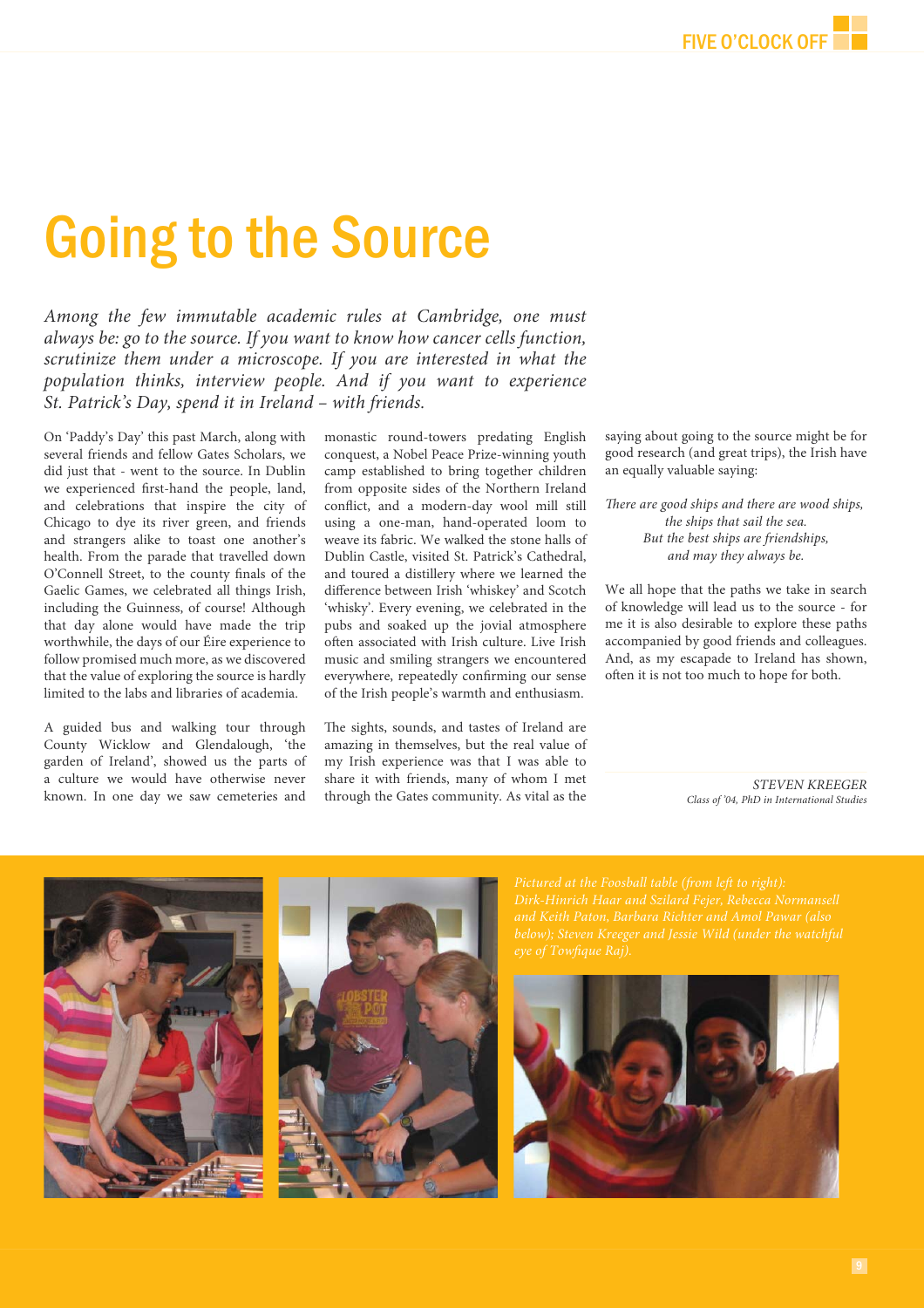# Going to the Source

*Among the few immutable academic rules at Cambridge, one must always be: go to the source. If you want to know how cancer cells function, scrutinize them under a microscope. If you are interested in what the population thinks, interview people. And if you want to experience St. Patrick's Day, spend it in Ireland – with friends.*

On 'Paddy's Day' this past March, along with several friends and fellow Gates Scholars, we did just that - went to the source. In Dublin we experienced first-hand the people, land, and celebrations that inspire the city of Chicago to dye its river green, and friends and strangers alike to toast one another's health. From the parade that travelled down O'Connell Street, to the county finals of the Gaelic Games, we celebrated all things Irish, including the Guinness, of course! Although that day alone would have made the trip worthwhile, the days of our Éire experience to follow promised much more, as we discovered that the value of exploring the source is hardly limited to the labs and libraries of academia.

A guided bus and walking tour through County Wicklow and Glendalough, 'the garden of Ireland', showed us the parts of a culture we would have otherwise never known. In one day we saw cemeteries and monastic round-towers predating English conquest, a Nobel Peace Prize-winning youth camp established to bring together children from opposite sides of the Northern Ireland conflict, and a modern-day wool mill still using a one-man, hand-operated loom to weave its fabric. We walked the stone halls of Dublin Castle, visited St. Patrick's Cathedral, and toured a distillery where we learned the difference between Irish 'whiskey' and Scotch 'whisky'. Every evening, we celebrated in the pubs and soaked up the jovial atmosphere often associated with Irish culture. Live Irish music and smiling strangers we encountered everywhere, repeatedly confirming our sense of the Irish people's warmth and enthusiasm.

The sights, sounds, and tastes of Ireland are amazing in themselves, but the real value of my Irish experience was that I was able to share it with friends, many of whom I met through the Gates community. As vital as the saying about going to the source might be for good research (and great trips), the Irish have an equally valuable saying:

*There are good ships and there are wood ships,*
*the ships that sail the sea.*
*But the best ships are friendships,*
*and may they always be.*

We all hope that the paths we take in search of knowledge will lead us to the source - for me it is also desirable to explore these paths accompanied by good friends and colleagues. And, as my escapade to Ireland has shown, often it is not too much to hope for both.

*STEVEN KREEGER*
*Class of '04, PhD in International Studies*

*Pictured at the Foosball table (from left to right): Dirk-Hinrich Haar and Szilard Fejer, Rebecca Normansell and Keith Paton, Barbara Richter and Amol Pawar (also below); Steven Kreeger and Jessie Wild (under the watchful eye of Towfique Raj).*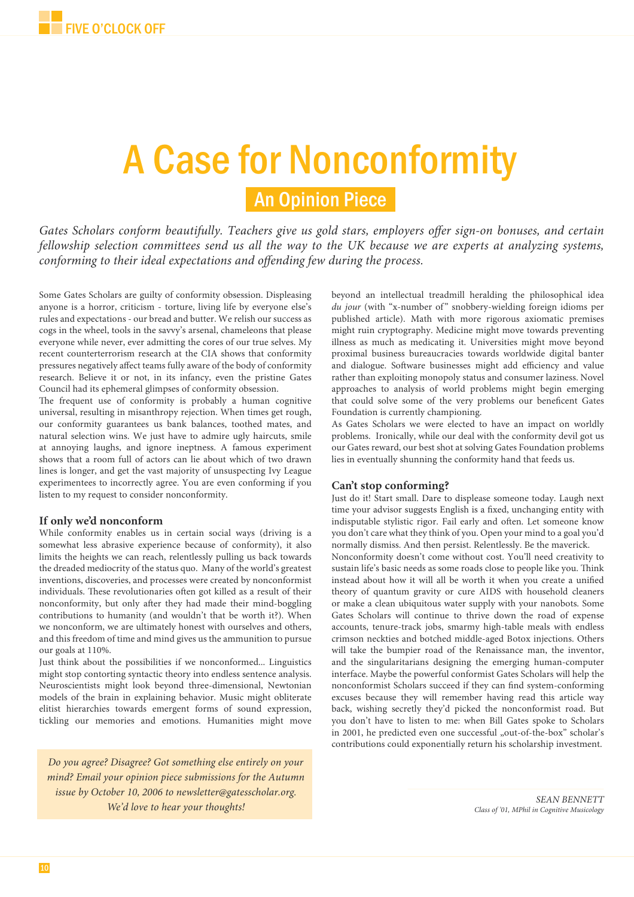# A Case for Nonconformity

## An Opinion Piece

*Gates Scholars conform beautifully. Teachers give us gold stars, employers offer sign-on bonuses, and certain fellowship selection committees send us all the way to the UK because we are experts at analyzing systems, conforming to their ideal expectations and offending few during the process.*

Some Gates Scholars are guilty of conformity obsession. Displeasing anyone is a horror, criticism - torture, living life by everyone else's rules and expectations - our bread and butter. We relish our success as cogs in the wheel, tools in the savvy's arsenal, chameleons that please everyone while never, ever admitting the cores of our true selves. My recent counterterrorism research at the CIA shows that conformity pressures negatively affect teams fully aware of the body of conformity research. Believe it or not, in its infancy, even the pristine Gates Council had its ephemeral glimpses of conformity obsession.

The frequent use of conformity is probably a human cognitive universal, resulting in misanthropy rejection. When times get rough, our conformity guarantees us bank balances, toothed mates, and natural selection wins. We just have to admire ugly haircuts, smile at annoying laughs, and ignore ineptness. A famous experiment shows that a room full of actors can lie about which of two drawn lines is longer, and get the vast majority of unsuspecting Ivy League experimentees to incorrectly agree. You are even conforming if you listen to my request to consider nonconformity.

### If only we'd nonconform

While conformity enables us in certain social ways (driving is a somewhat less abrasive experience because of conformity), it also limits the heights we can reach, relentlessly pulling us back towards the dreaded mediocrity of the status quo. Many of the world's greatest inventions, discoveries, and processes were created by nonconformist individuals. These revolutionaries often got killed as a result of their nonconformity, but only after they had made their mind-boggling contributions to humanity (and wouldn't that be worth it?). When we nonconform, we are ultimately honest with ourselves and others, and this freedom of time and mind gives us the ammunition to pursue our goals at 110%.

Just think about the possibilities if we nonconformed... Linguistics might stop contorting syntactic theory into endless sentence analysis. Neuroscientists might look beyond three-dimensional, Newtonian models of the brain in explaining behavior. Music might obliterate elitist hierarchies towards emergent forms of sound expression, tickling our memories and emotions. Humanities might move beyond an intellectual treadmill heralding the philosophical idea *du jour* (with "x-number of" snobbery-wielding foreign idioms per published article). Math with more rigorous axiomatic premises might ruin cryptography. Medicine might move towards preventing illness as much as medicating it. Universities might move beyond proximal business bureaucracies towards worldwide digital banter and dialogue. Software businesses might add efficiency and value rather than exploiting monopoly status and consumer laziness. Novel approaches to analysis of world problems might begin emerging that could solve some of the very problems our beneficent Gates Foundation is currently championing.

As Gates Scholars we were elected to have an impact on worldly problems. Ironically, while our deal with the conformity devil got us our Gates reward, our best shot at solving Gates Foundation problems lies in eventually shunning the conformity hand that feeds us.

### Can't stop conforming?

Just do it! Start small. Dare to displease someone today. Laugh next time your advisor suggests English is a fixed, unchanging entity with indisputable stylistic rigor. Fail early and often. Let someone know you don't care what they think of you. Open your mind to a goal you'd normally dismiss. And then persist. Relentlessly. Be the maverick.

Nonconformity doesn't come without cost. You'll need creativity to sustain life's basic needs as some roads close to people like you. Think instead about how it will all be worth it when you create a unified theory of quantum gravity or cure AIDS with household cleaners or make a clean ubiquitous water supply with your nanobots. Some Gates Scholars will continue to thrive down the road of expense accounts, tenure-track jobs, smarmy high-table meals with endless crimson neckties and botched middle-aged Botox injections. Others will take the bumpier road of the Renaissance man, the inventor, and the singularitarians designing the emerging human-computer interface. Maybe the powerful conformist Gates Scholars will help the nonconformist Scholars succeed if they can find system-conforming excuses because they will remember having read this article way back, wishing secretly they'd picked the nonconformist road. But you don't have to listen to me: when Bill Gates spoke to Scholars in 2001, he predicted even one successful „out-of-the-box" scholar's contributions could exponentially return his scholarship investment.

*SEAN BENNETT*
*Class of '01, MPhil in Cognitive Musicology*

*Do you agree? Disagree? Got something else entirely on your mind? Email your opinion piece submissions for the Autumn issue by October 10, 2006 to newsletter@gatesscholar.org. We'd love to hear your thoughts!*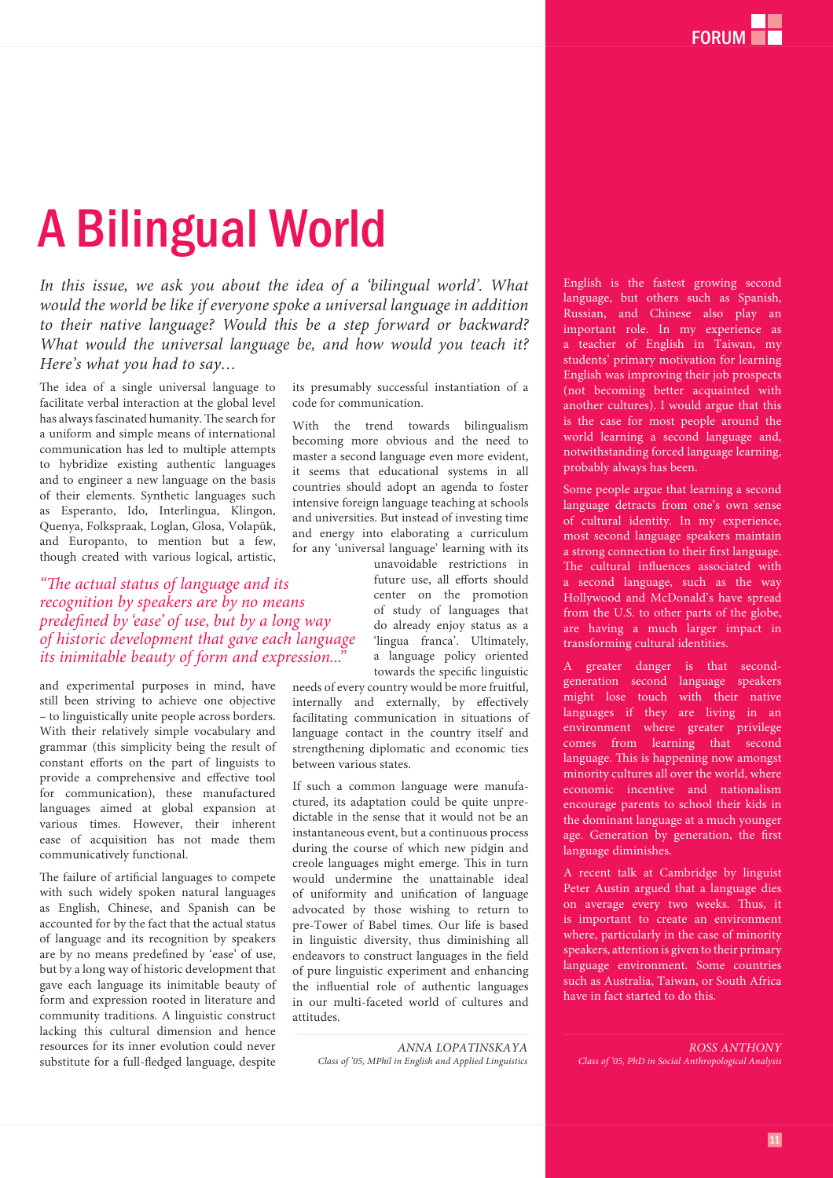# A Bilingual World

*In this issue, we ask you about the idea of a 'bilingual world'. What would the world be like if everyone spoke a universal language in addition to their native language? Would this be a step forward or backward? What would the universal language be, and how would you teach it? Here's what you had to say…*

The idea of a single universal language to facilitate verbal interaction at the global level has always fascinated humanity. The search for a uniform and simple means of international communication has led to multiple attempts to hybridize existing authentic languages and to engineer a new language on the basis of their elements. Synthetic languages such as Esperanto, Ido, Interlingua, Klingon, Quenya, Folkspraak, Loglan, Glosa, Volapük, and Europanto, to mention but a few, though created with various logical, artistic, and experimental purposes in mind, have still been striving to achieve one objective – to linguistically unite people across borders. With their relatively simple vocabulary and grammar (this simplicity being the result of constant efforts on the part of linguists to provide a comprehensive and effective tool for communication), these manufactured languages aimed at global expansion at various times. However, their inherent ease of acquisition has not made them communicatively functional.

The failure of artificial languages to compete with such widely spoken natural languages as English, Chinese, and Spanish can be accounted for by the fact that the actual status of language and its recognition by speakers are by no means predefined by 'ease' of use, but by a long way of historic development that gave each language its inimitable beauty of form and expression rooted in literature and community traditions. A linguistic construct lacking this cultural dimension and hence resources for its inner evolution could never substitute for a full-fledged language, despite its presumably successful instantiation of a code for communication.

*"The actual status of language and its recognition by speakers are by no means predefined by 'ease' of use, but by a long way of historic development that gave each language its inimitable beauty of form and expression..."*

With the trend towards bilingualism becoming more obvious and the need to master a second language even more evident, it seems that educational systems in all countries should adopt an agenda to foster intensive foreign language teaching at schools and universities. But instead of investing time and energy into elaborating a curriculum for any 'universal language' learning with its unavoidable restrictions in future use, all efforts should center on the promotion of study of languages that do already enjoy status as a 'lingua franca'. Ultimately, a language policy oriented towards the specific linguistic needs of every country would be more fruitful, internally and externally, by effectively facilitating communication in situations of language contact in the country itself and strengthening diplomatic and economic ties between various states.

If such a common language were manufactured, its adaptation could be quite unpredictable in the sense that it would not be an instantaneous event, but a continuous process during the course of which new pidgin and creole languages might emerge. This in turn would undermine the unattainable ideal of uniformity and unification of language advocated by those wishing to return to pre-Tower of Babel times. Our life is based in linguistic diversity, thus diminishing all endeavors to construct languages in the field of pure linguistic experiment and enhancing the influential role of authentic languages in our multi-faceted world of cultures and attitudes.

*ANNA LOPATINSKAYA*
*Class of '05, MPhil in English and Applied Linguistics*

English is the fastest growing second language, but others such as Spanish, Russian, and Chinese also play an important role. In my experience as a teacher of English in Taiwan, my students' primary motivation for learning English was improving their job prospects (not becoming better acquainted with another cultures). I would argue that this is the case for most people around the world learning a second language and, notwithstanding forced language learning, probably always has been.

Some people argue that learning a second language detracts from one's own sense of cultural identity. In my experience, most second language speakers maintain a strong connection to their first language. The cultural influences associated with a second language, such as the way Hollywood and McDonald's have spread from the U.S. to other parts of the globe, are having a much larger impact in transforming cultural identities.

A greater danger is that second-generation second language speakers might lose touch with their native languages if they are living in an environment where greater privilege comes from learning that second language. This is happening now amongst minority cultures all over the world, where economic incentive and nationalism encourage parents to school their kids in the dominant language at a much younger age. Generation by generation, the first language diminishes.

A recent talk at Cambridge by linguist Peter Austin argued that a language dies on average every two weeks. Thus, it is important to create an environment where, particularly in the case of minority speakers, attention is given to their primary language environment. Some countries such as Australia, Taiwan, or South Africa have in fact started to do this.

*ROSS ANTHONY*
*Class of '05, PhD in Social Anthropological Analysis*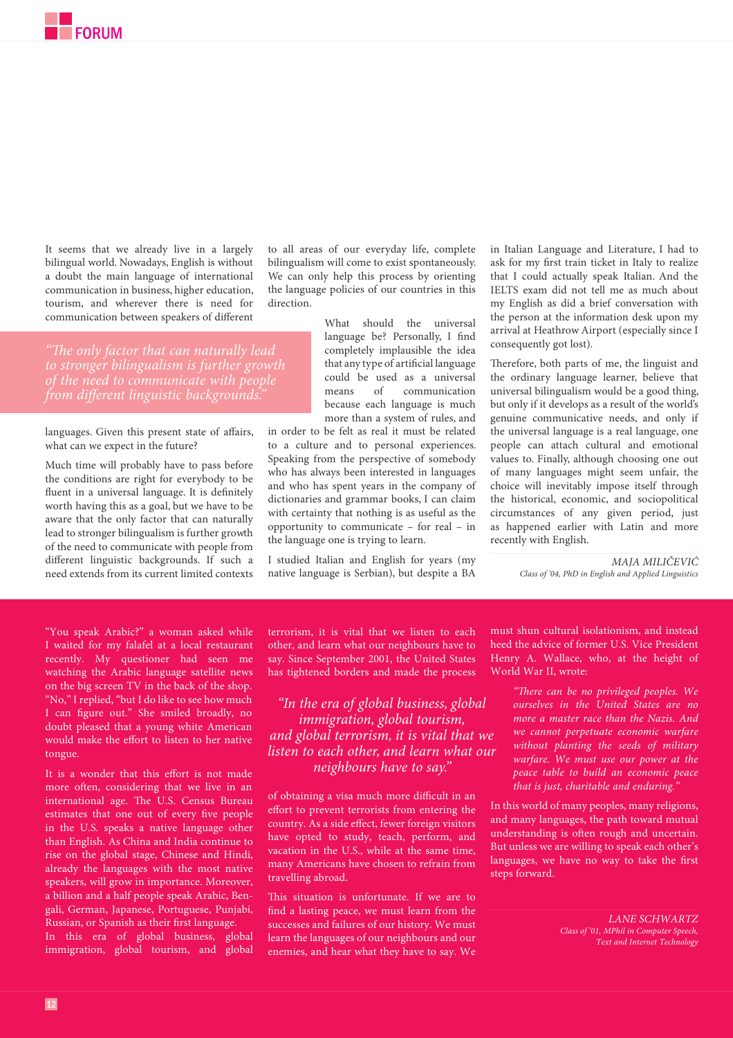It seems that we already live in a largely bilingual world. Nowadays, English is without a doubt the main language of international communication in business, higher education, tourism, and wherever there is need for communication between speakers of different languages. Given this present state of affairs, what can we expect in the future?

> *"The only factor that can naturally lead to stronger bilingualism is further growth of the need to communicate with people from different linguistic backgrounds."*

Much time will probably have to pass before the conditions are right for everybody to be fluent in a universal language. It is definitely worth having this as a goal, but we have to be aware that the only factor that can naturally lead to stronger bilingualism is further growth of the need to communicate with people from different linguistic backgrounds. If such a need extends from its current limited contexts to all areas of our everyday life, complete bilingualism will come to exist spontaneously. We can only help this process by orienting the language policies of our countries in this direction.

What should the universal language be? Personally, I find completely implausible the idea that any type of artificial language could be used as a universal means of communication because each language is much more than a system of rules, and in order to be felt as real it must be related to a culture and to personal experiences. Speaking from the perspective of somebody who has always been interested in languages and who has spent years in the company of dictionaries and grammar books, I can claim with certainty that nothing is as useful as the opportunity to communicate – for real – in the language one is trying to learn.

I studied Italian and English for years (my native language is Serbian), but despite a BA in Italian Language and Literature, I had to ask for my first train ticket in Italy to realize that I could actually speak Italian. And the IELTS exam did not tell me as much about my English as did a brief conversation with the person at the information desk upon my arrival at Heathrow Airport (especially since I consequently got lost).

Therefore, both parts of me, the linguist and the ordinary language learner, believe that universal bilingualism would be a good thing, but only if it develops as a result of the world's genuine communicative needs, and only if the universal language is a real language, one people can attach cultural and emotional values to. Finally, although choosing one out of many languages might seem unfair, the choice will inevitably impose itself through the historical, economic, and sociopolitical circumstances of any given period, just as happened earlier with Latin and more recently with English.

*MAJA MILIČEVIĆ*
*Class of '04, PhD in English and Applied Linguistics*

---

"You speak Arabic?" a woman asked while I waited for my falafel at a local restaurant recently. My questioner had seen me watching the Arabic language satellite news on the big screen TV in the back of the shop. "No," I replied, "but I do like to see how much I can figure out." She smiled broadly, no doubt pleased that a young white American would make the effort to listen to her native tongue.

It is a wonder that this effort is not made more often, considering that we live in an international age. The U.S. Census Bureau estimates that one out of every five people in the U.S. speaks a native language other than English. As China and India continue to rise on the global stage, Chinese and Hindi, already the languages with the most native speakers, will grow in importance. Moreover, a billion and a half people speak Arabic, Bengali, German, Japanese, Portuguese, Punjabi, Russian, or Spanish as their first language.

In this era of global business, global immigration, global tourism, and global terrorism, it is vital that we listen to each other, and learn what our neighbours have to say. Since September 2001, the United States has tightened borders and made the process of obtaining a visa much more difficult in an effort to prevent terrorists from entering the country. As a side effect, fewer foreign visitors have opted to study, teach, perform, and vacation in the U.S., while at the same time, many Americans have chosen to refrain from travelling abroad.

> *"In the era of global business, global immigration, global tourism, and global terrorism, it is vital that we listen to each other, and learn what our neighbours have to say."*

This situation is unfortunate. If we are to find a lasting peace, we must learn from the successes and failures of our history. We must learn the languages of our neighbours and our enemies, and hear what they have to say. We must shun cultural isolationism, and instead heed the advice of former U.S. Vice President Henry A. Wallace, who, at the height of World War II, wrote:

> *"There can be no privileged peoples. We ourselves in the United States are no more a master race than the Nazis. And we cannot perpetuate economic warfare without planting the seeds of military warfare. We must use our power at the peace table to build an economic peace that is just, charitable and enduring."*

In this world of many peoples, many religions, and many languages, the path toward mutual understanding is often rough and uncertain. But unless we are willing to speak each other's languages, we have no way to take the first steps forward.

*LANE SCHWARTZ*
*Class of '01, MPhil in Computer Speech, Text and Internet Technology*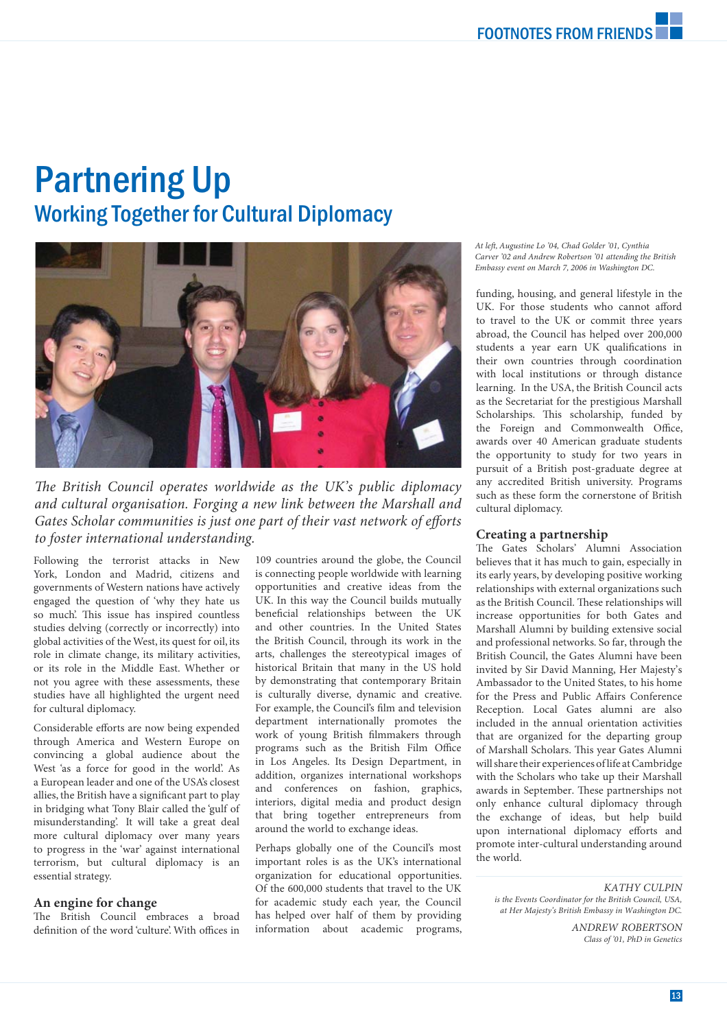# Partnering Up

## Working Together for Cultural Diplomacy

*At left, Augustine Lo '04, Chad Golder '01, Cynthia Carver '02 and Andrew Robertson '01 attending the British Embassy event on March 7, 2006 in Washington DC.*

*The British Council operates worldwide as the UK's public diplomacy and cultural organisation. Forging a new link between the Marshall and Gates Scholar communities is just one part of their vast network of efforts to foster international understanding.*

Following the terrorist attacks in New York, London and Madrid, citizens and governments of Western nations have actively engaged the question of 'why they hate us so much'. This issue has inspired countless studies delving (correctly or incorrectly) into global activities of the West, its quest for oil, its role in climate change, its military activities, or its role in the Middle East. Whether or not you agree with these assessments, these studies have all highlighted the urgent need for cultural diplomacy.

Considerable efforts are now being expended through America and Western Europe on convincing a global audience about the West 'as a force for good in the world'. As a European leader and one of the USA's closest allies, the British have a significant part to play in bridging what Tony Blair called the 'gulf of misunderstanding'. It will take a great deal more cultural diplomacy over many years to progress in the 'war' against international terrorism, but cultural diplomacy is an essential strategy.

### An engine for change

The British Council embraces a broad definition of the word 'culture'. With offices in 109 countries around the globe, the Council is connecting people worldwide with learning opportunities and creative ideas from the UK. In this way the Council builds mutually beneficial relationships between the UK and other countries. In the United States the British Council, through its work in the arts, challenges the stereotypical images of historical Britain that many in the US hold by demonstrating that contemporary Britain is culturally diverse, dynamic and creative. For example, the Council's film and television department internationally promotes the work of young British filmmakers through programs such as the British Film Office in Los Angeles. Its Design Department, in addition, organizes international workshops and conferences on fashion, graphics, interiors, digital media and product design that bring together entrepreneurs from around the world to exchange ideas.

Perhaps globally one of the Council's most important roles is as the UK's international organization for educational opportunities. Of the 600,000 students that travel to the UK for academic study each year, the Council has helped over half of them by providing information about academic programs, funding, housing, and general lifestyle in the UK. For those students who cannot afford to travel to the UK or commit three years abroad, the Council has helped over 200,000 students a year earn UK qualifications in their own countries through coordination with local institutions or through distance learning. In the USA, the British Council acts as the Secretariat for the prestigious Marshall Scholarships. This scholarship, funded by the Foreign and Commonwealth Office, awards over 40 American graduate students the opportunity to study for two years in pursuit of a British post-graduate degree at any accredited British university. Programs such as these form the cornerstone of British cultural diplomacy.

### Creating a partnership

The Gates Scholars' Alumni Association believes that it has much to gain, especially in its early years, by developing positive working relationships with external organizations such as the British Council. These relationships will increase opportunities for both Gates and Marshall Alumni by building extensive social and professional networks. So far, through the British Council, the Gates Alumni have been invited by Sir David Manning, Her Majesty's Ambassador to the United States, to his home for the Press and Public Affairs Conference Reception. Local Gates alumni are also included in the annual orientation activities that are organized for the departing group of Marshall Scholars. This year Gates Alumni will share their experiences of life at Cambridge with the Scholars who take up their Marshall awards in September. These partnerships not only enhance cultural diplomacy through the exchange of ideas, but help build upon international diplomacy efforts and promote inter-cultural understanding around the world.

*KATHY CULPIN*
*is the Events Coordinator for the British Council, USA, at Her Majesty's British Embassy in Washington DC.*

*ANDREW ROBERTSON*
*Class of '01, PhD in Genetics*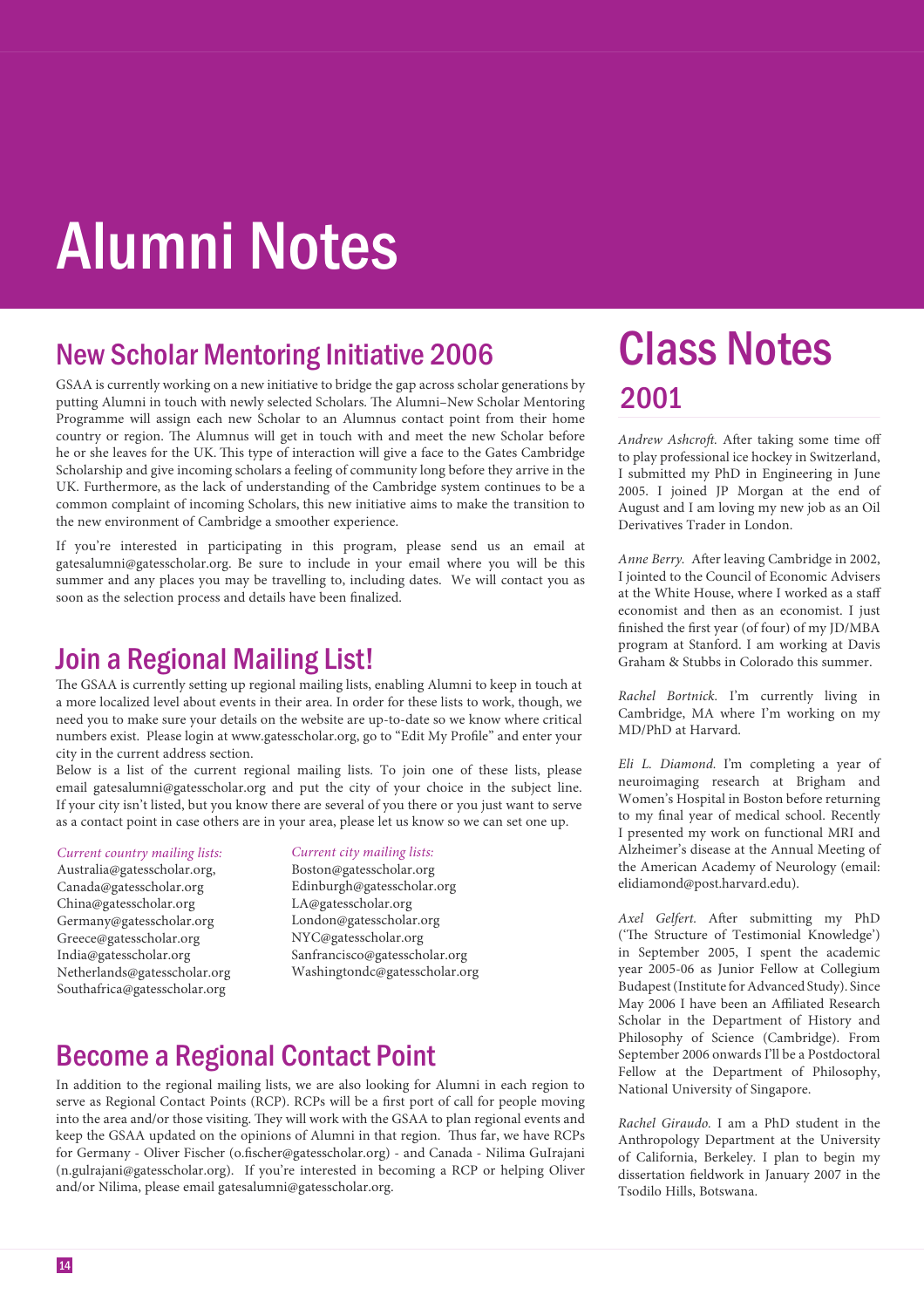# Alumni Notes

## New Scholar Mentoring Initiative 2006

GSAA is currently working on a new initiative to bridge the gap across scholar generations by putting Alumni in touch with newly selected Scholars. The Alumni–New Scholar Mentoring Programme will assign each new Scholar to an Alumnus contact point from their home country or region. The Alumnus will get in touch with and meet the new Scholar before he or she leaves for the UK. This type of interaction will give a face to the Gates Cambridge Scholarship and give incoming scholars a feeling of community long before they arrive in the UK. Furthermore, as the lack of understanding of the Cambridge system continues to be a common complaint of incoming Scholars, this new initiative aims to make the transition to the new environment of Cambridge a smoother experience.

If you're interested in participating in this program, please send us an email at gatesalumni@gatesscholar.org. Be sure to include in your email where you will be this summer and any places you may be travelling to, including dates. We will contact you as soon as the selection process and details have been finalized.

## Join a Regional Mailing List!

The GSAA is currently setting up regional mailing lists, enabling Alumni to keep in touch at a more localized level about events in their area. In order for these lists to work, though, we need you to make sure your details on the website are up-to-date so we know where critical numbers exist. Please login at www.gatesscholar.org, go to "Edit My Profile" and enter your city in the current address section.

Below is a list of the current regional mailing lists. To join one of these lists, please email gatesalumni@gatesscholar.org and put the city of your choice in the subject line. If your city isn't listed, but you know there are several of you there or you just want to serve as a contact point in case others are in your area, please let us know so we can set one up.

*Current country mailing lists:*
Australia@gatesscholar.org,
Canada@gatesscholar.org
China@gatesscholar.org
Germany@gatesscholar.org
Greece@gatesscholar.org
India@gatesscholar.org
Netherlands@gatesscholar.org
Southafrica@gatesscholar.org

*Current city mailing lists:*
Boston@gatesscholar.org
Edinburgh@gatesscholar.org
LA@gatesscholar.org
London@gatesscholar.org
NYC@gatesscholar.org
Sanfrancisco@gatesscholar.org
Washingtondc@gatesscholar.org

## Become a Regional Contact Point

In addition to the regional mailing lists, we are also looking for Alumni in each region to serve as Regional Contact Points (RCP). RCPs will be a first port of call for people moving into the area and/or those visiting. They will work with the GSAA to plan regional events and keep the GSAA updated on the opinions of Alumni in that region. Thus far, we have RCPs for Germany - Oliver Fischer (o.fischer@gatesscholar.org) - and Canada - Nilima Gulrajani (n.gulrajani@gatesscholar.org). If you're interested in becoming a RCP or helping Oliver and/or Nilima, please email gatesalumni@gatesscholar.org.

# Class Notes

## 2001

*Andrew Ashcroft.* After taking some time off to play professional ice hockey in Switzerland, I submitted my PhD in Engineering in June 2005. I joined JP Morgan at the end of August and I am loving my new job as an Oil Derivatives Trader in London.

*Anne Berry.* After leaving Cambridge in 2002, I jointed to the Council of Economic Advisers at the White House, where I worked as a staff economist and then as an economist. I just finished the first year (of four) of my JD/MBA program at Stanford. I am working at Davis Graham & Stubbs in Colorado this summer.

*Rachel Bortnick.* I'm currently living in Cambridge, MA where I'm working on my MD/PhD at Harvard.

*Eli L. Diamond.* I'm completing a year of neuroimaging research at Brigham and Women's Hospital in Boston before returning to my final year of medical school. Recently I presented my work on functional MRI and Alzheimer's disease at the Annual Meeting of the American Academy of Neurology (email: elidiamond@post.harvard.edu).

*Axel Gelfert.* After submitting my PhD ('The Structure of Testimonial Knowledge') in September 2005, I spent the academic year 2005-06 as Junior Fellow at Collegium Budapest (Institute for Advanced Study). Since May 2006 I have been an Affiliated Research Scholar in the Department of History and Philosophy of Science (Cambridge). From September 2006 onwards I'll be a Postdoctoral Fellow at the Department of Philosophy, National University of Singapore.

*Rachel Giraudo.* I am a PhD student in the Anthropology Department at the University of California, Berkeley. I plan to begin my dissertation fieldwork in January 2007 in the Tsodilo Hills, Botswana.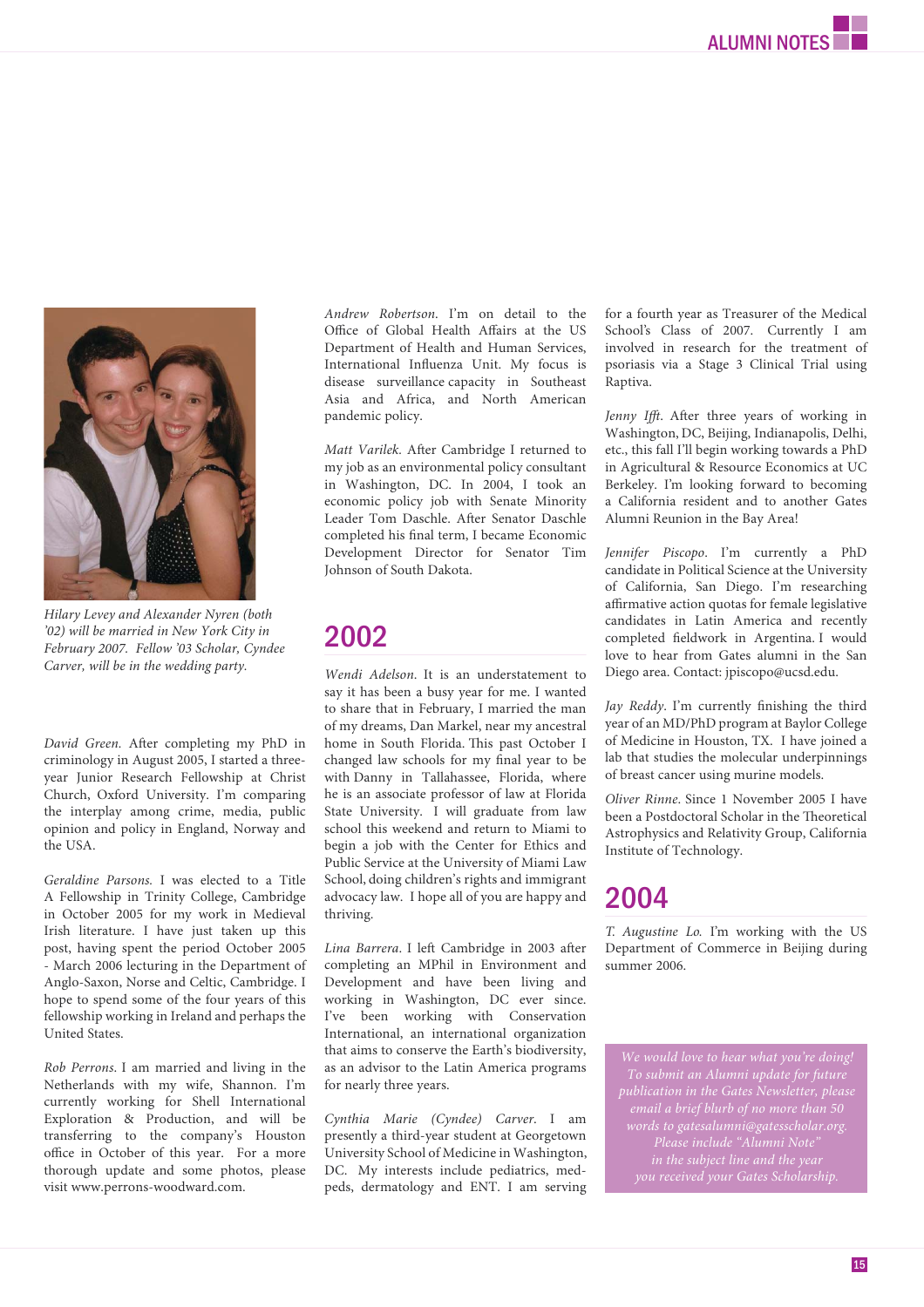*Hilary Levey and Alexander Nyren (both '02) will be married in New York City in February 2007. Fellow '03 Scholar, Cyndee Carver, will be in the wedding party.*

*David Green.* After completing my PhD in criminology in August 2005, I started a three-year Junior Research Fellowship at Christ Church, Oxford University. I'm comparing the interplay among crime, media, public opinion and policy in England, Norway and the USA.

*Geraldine Parsons.* I was elected to a Title A Fellowship in Trinity College, Cambridge in October 2005 for my work in Medieval Irish literature. I have just taken up this post, having spent the period October 2005 - March 2006 lecturing in the Department of Anglo-Saxon, Norse and Celtic, Cambridge. I hope to spend some of the four years of this fellowship working in Ireland and perhaps the United States.

*Rob Perrons.* I am married and living in the Netherlands with my wife, Shannon. I'm currently working for Shell International Exploration & Production, and will be transferring to the company's Houston office in October of this year. For a more thorough update and some photos, please visit www.perrons-woodward.com.

*Andrew Robertson.* I'm on detail to the Office of Global Health Affairs at the US Department of Health and Human Services, International Influenza Unit. My focus is disease surveillance capacity in Southeast Asia and Africa, and North American pandemic policy.

*Matt Varilek.* After Cambridge I returned to my job as an environmental policy consultant in Washington, DC. In 2004, I took an economic policy job with Senate Minority Leader Tom Daschle. After Senator Daschle completed his final term, I became Economic Development Director for Senator Tim Johnson of South Dakota.

## 2002

*Wendi Adelson.* It is an understatement to say it has been a busy year for me. I wanted to share that in February, I married the man of my dreams, Dan Markel, near my ancestral home in South Florida. This past October I changed law schools for my final year to be with Danny in Tallahassee, Florida, where he is an associate professor of law at Florida State University. I will graduate from law school this weekend and return to Miami to begin a job with the Center for Ethics and Public Service at the University of Miami Law School, doing children's rights and immigrant advocacy law. I hope all of you are happy and thriving.

*Lina Barrera.* I left Cambridge in 2003 after completing an MPhil in Environment and Development and have been living and working in Washington, DC ever since. I've been working with Conservation International, an international organization that aims to conserve the Earth's biodiversity, as an advisor to the Latin America programs for nearly three years.

*Cynthia Marie (Cyndee) Carver.* I am presently a third-year student at Georgetown University School of Medicine in Washington, DC. My interests include pediatrics, med-peds, dermatology and ENT. I am serving for a fourth year as Treasurer of the Medical School's Class of 2007. Currently I am involved in research for the treatment of psoriasis via a Stage 3 Clinical Trial using Raptiva.

*Jenny Ifft.* After three years of working in Washington, DC, Beijing, Indianapolis, Delhi, etc., this fall I'll begin working towards a PhD in Agricultural & Resource Economics at UC Berkeley. I'm looking forward to becoming a California resident and to another Gates Alumni Reunion in the Bay Area!

*Jennifer Piscopo.* I'm currently a PhD candidate in Political Science at the University of California, San Diego. I'm researching affirmative action quotas for female legislative candidates in Latin America and recently completed fieldwork in Argentina. I would love to hear from Gates alumni in the San Diego area. Contact: jpiscopo@ucsd.edu.

*Jay Reddy.* I'm currently finishing the third year of an MD/PhD program at Baylor College of Medicine in Houston, TX. I have joined a lab that studies the molecular underpinnings of breast cancer using murine models.

*Oliver Rinne.* Since 1 November 2005 I have been a Postdoctoral Scholar in the Theoretical Astrophysics and Relativity Group, California Institute of Technology.

## 2004

*T. Augustine Lo.* I'm working with the US Department of Commerce in Beijing during summer 2006.

*We would love to hear what you're doing! To submit an Alumni update for future publication in the Gates Newsletter, please email a brief blurb of no more than 50 words to gatesalumni@gatesscholar.org. Please include "Alumni Note" in the subject line and the year you received your Gates Scholarship.*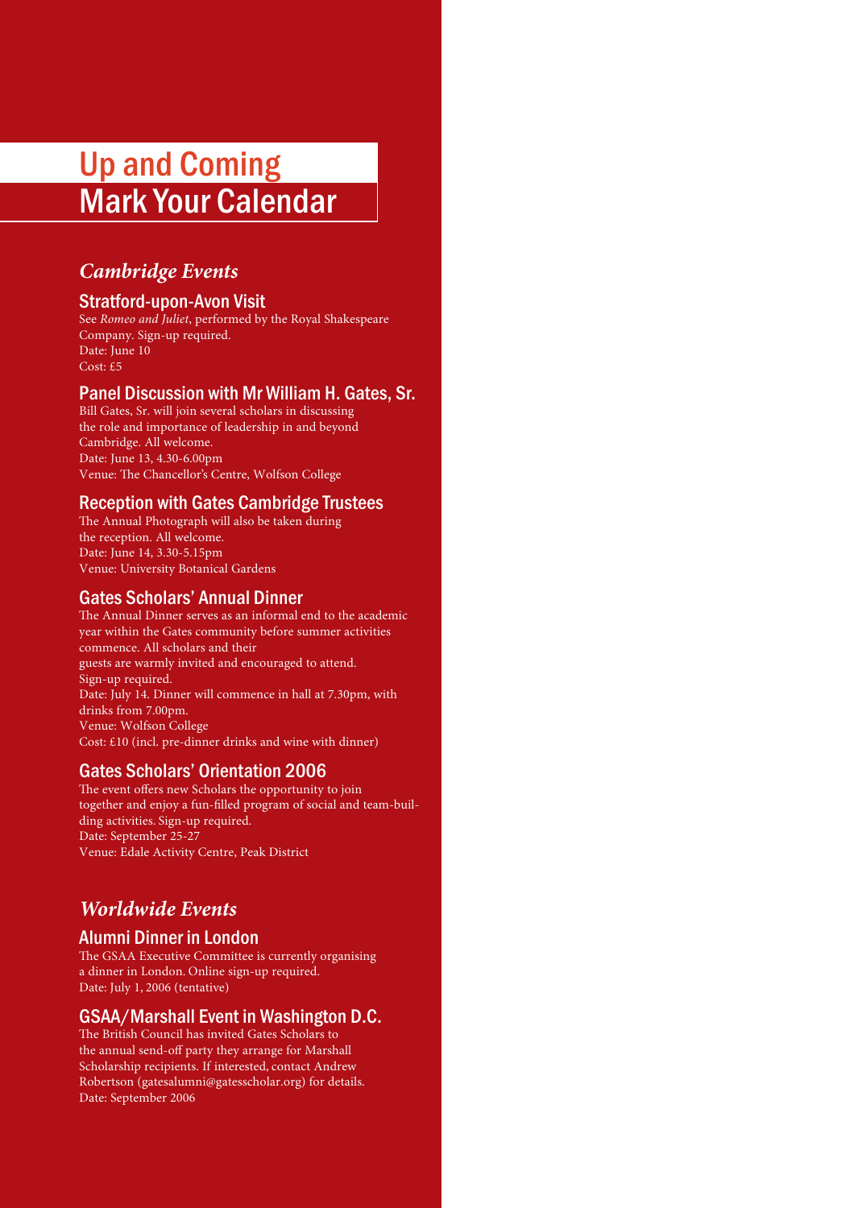# Up and Coming
# Mark Your Calendar

## *Cambridge Events*

### Stratford-upon-Avon Visit

See *Romeo and Juliet*, performed by the Royal Shakespeare Company. Sign-up required.
Date: June 10
Cost: £5

### Panel Discussion with Mr William H. Gates, Sr.

Bill Gates, Sr. will join several scholars in discussing the role and importance of leadership in and beyond Cambridge. All welcome.
Date: June 13, 4.30-6.00pm
Venue: The Chancellor's Centre, Wolfson College

### Reception with Gates Cambridge Trustees

The Annual Photograph will also be taken during the reception. All welcome.
Date: June 14, 3.30-5.15pm
Venue: University Botanical Gardens

### Gates Scholars' Annual Dinner

The Annual Dinner serves as an informal end to the academic year within the Gates community before summer activities commence. All scholars and their guests are warmly invited and encouraged to attend. Sign-up required.
Date: July 14. Dinner will commence in hall at 7.30pm, with drinks from 7.00pm.
Venue: Wolfson College
Cost: £10 (incl. pre-dinner drinks and wine with dinner)

### Gates Scholars' Orientation 2006

The event offers new Scholars the opportunity to join together and enjoy a fun-filled program of social and team-building activities. Sign-up required.
Date: September 25-27
Venue: Edale Activity Centre, Peak District

## *Worldwide Events*

### Alumni Dinner in London

The GSAA Executive Committee is currently organising a dinner in London. Online sign-up required.
Date: July 1, 2006 (tentative)

### GSAA/Marshall Event in Washington D.C.

The British Council has invited Gates Scholars to the annual send-off party they arrange for Marshall Scholarship recipients. If interested, contact Andrew Robertson (gatesalumni@gatesscholar.org) for details.
Date: September 2006